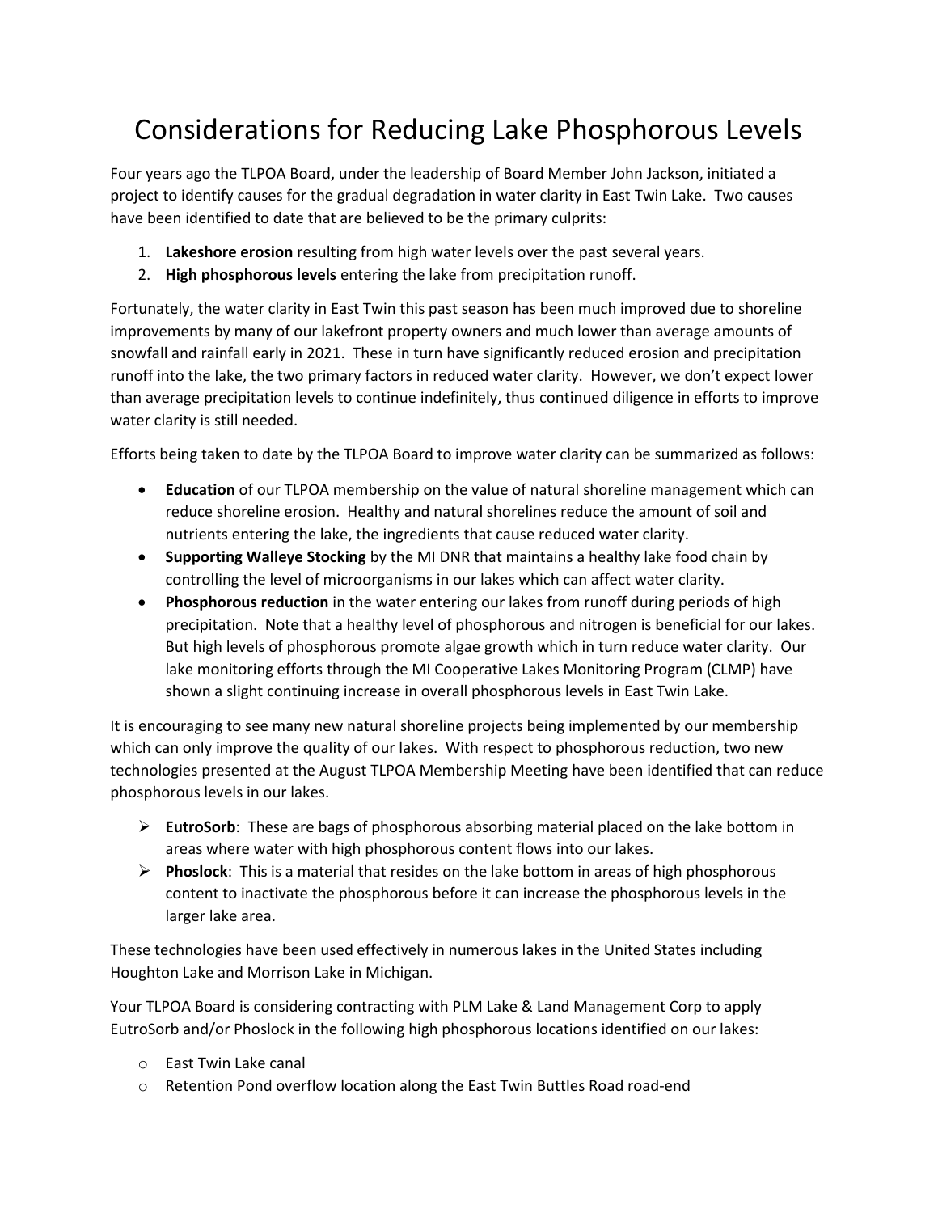# Considerations for Reducing Lake Phosphorous Levels

Four years ago the TLPOA Board, under the leadership of Board Member John Jackson, initiated a project to identify causes for the gradual degradation in water clarity in East Twin Lake. Two causes have been identified to date that are believed to be the primary culprits:

1. **Lakeshore erosion** resulting from high water levels over the past several years.
2. **High phosphorous levels** entering the lake from precipitation runoff.

Fortunately, the water clarity in East Twin this past season has been much improved due to shoreline improvements by many of our lakefront property owners and much lower than average amounts of snowfall and rainfall early in 2021. These in turn have significantly reduced erosion and precipitation runoff into the lake, the two primary factors in reduced water clarity. However, we don't expect lower than average precipitation levels to continue indefinitely, thus continued diligence in efforts to improve water clarity is still needed.

Efforts being taken to date by the TLPOA Board to improve water clarity can be summarized as follows:

- **Education** of our TLPOA membership on the value of natural shoreline management which can reduce shoreline erosion. Healthy and natural shorelines reduce the amount of soil and nutrients entering the lake, the ingredients that cause reduced water clarity.
- **Supporting Walleye Stocking** by the MI DNR that maintains a healthy lake food chain by controlling the level of microorganisms in our lakes which can affect water clarity.
- **Phosphorous reduction** in the water entering our lakes from runoff during periods of high precipitation. Note that a healthy level of phosphorous and nitrogen is beneficial for our lakes. But high levels of phosphorous promote algae growth which in turn reduce water clarity. Our lake monitoring efforts through the MI Cooperative Lakes Monitoring Program (CLMP) have shown a slight continuing increase in overall phosphorous levels in East Twin Lake.

It is encouraging to see many new natural shoreline projects being implemented by our membership which can only improve the quality of our lakes. With respect to phosphorous reduction, two new technologies presented at the August TLPOA Membership Meeting have been identified that can reduce phosphorous levels in our lakes.

- **EutroSorb**: These are bags of phosphorous absorbing material placed on the lake bottom in areas where water with high phosphorous content flows into our lakes.
- **Phoslock**: This is a material that resides on the lake bottom in areas of high phosphorous content to inactivate the phosphorous before it can increase the phosphorous levels in the larger lake area.

These technologies have been used effectively in numerous lakes in the United States including Houghton Lake and Morrison Lake in Michigan.

Your TLPOA Board is considering contracting with PLM Lake & Land Management Corp to apply EutroSorb and/or Phoslock in the following high phosphorous locations identified on our lakes:

- East Twin Lake canal
- Retention Pond overflow location along the East Twin Buttles Road road-end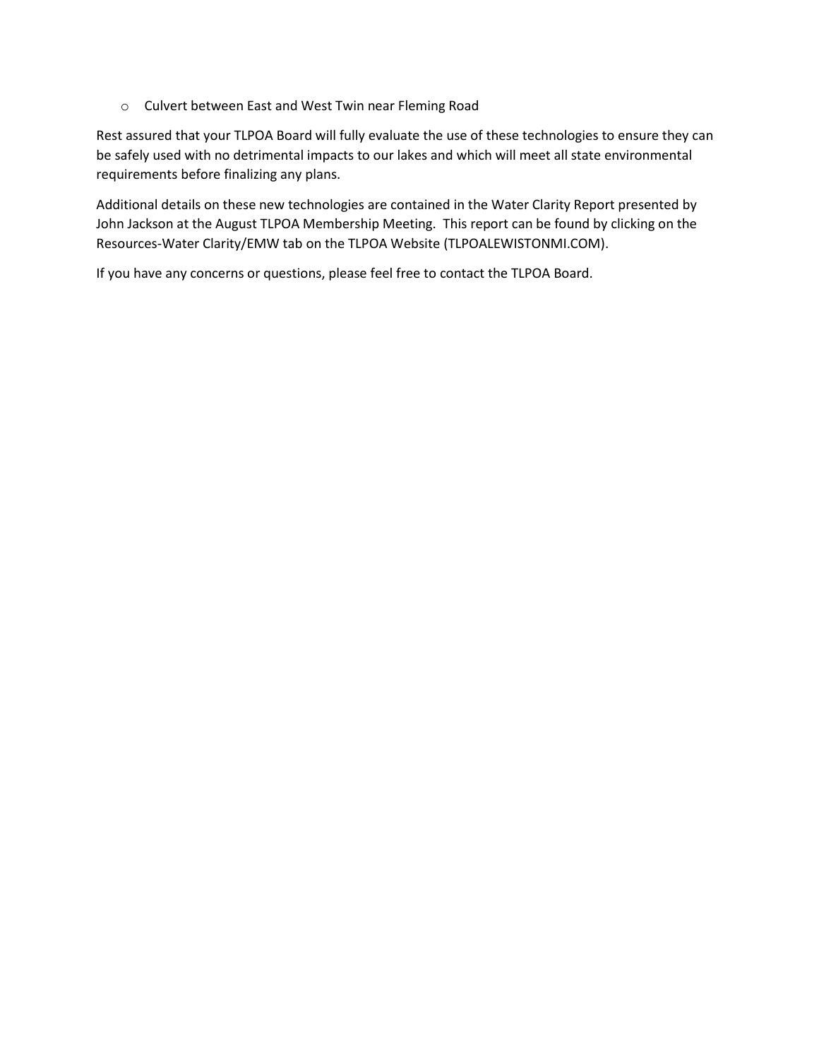- Culvert between East and West Twin near Fleming Road

Rest assured that your TLPOA Board will fully evaluate the use of these technologies to ensure they can be safely used with no detrimental impacts to our lakes and which will meet all state environmental requirements before finalizing any plans.

Additional details on these new technologies are contained in the Water Clarity Report presented by John Jackson at the August TLPOA Membership Meeting. This report can be found by clicking on the Resources-Water Clarity/EMW tab on the TLPOA Website (TLPOALEWISTONMI.COM).

If you have any concerns or questions, please feel free to contact the TLPOA Board.